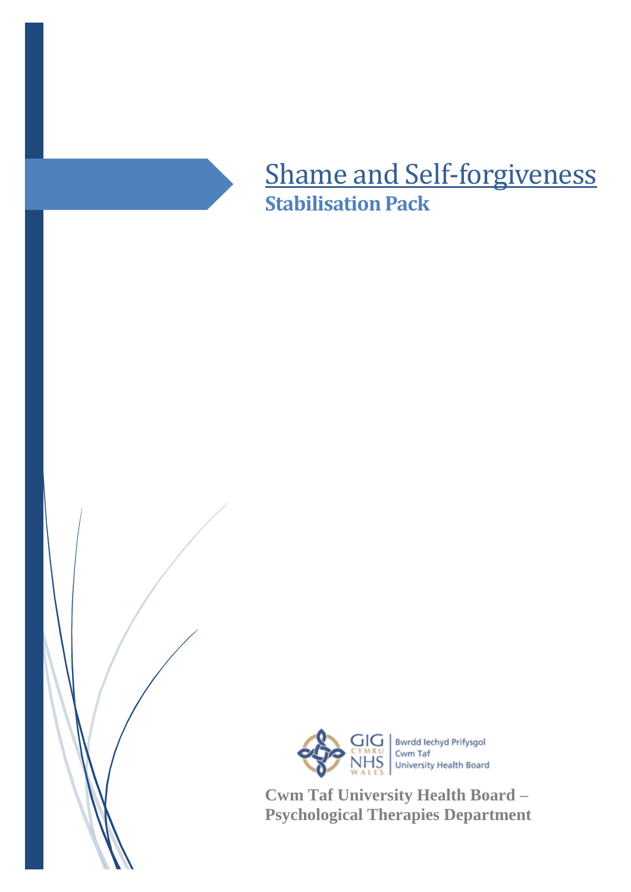# Shame and Self-forgiveness

## Stabilisation Pack

Bwrdd Iechyd Prifysgol Cwm Taf University Health Board

**Cwm Taf University Health Board – Psychological Therapies Department**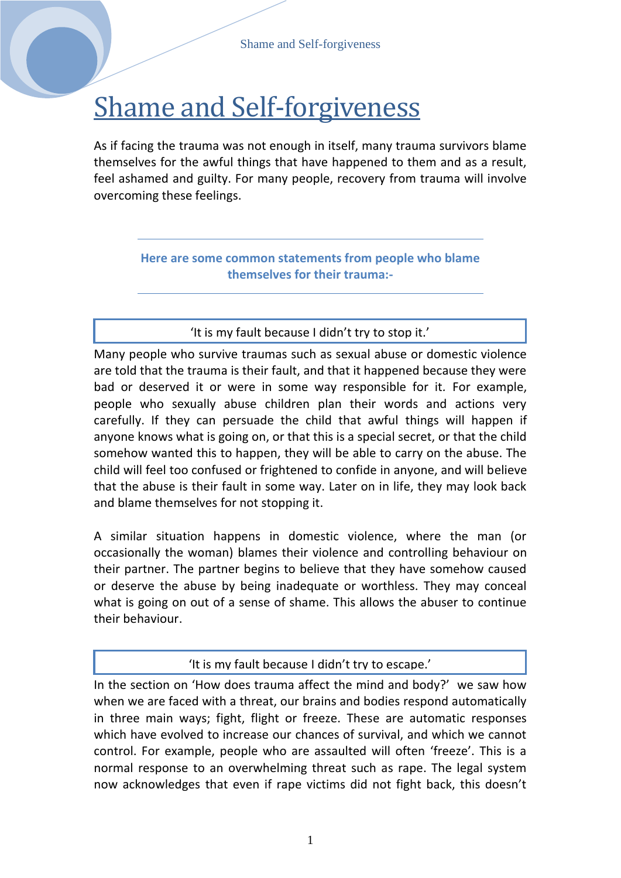# Shame and Self-forgiveness

As if facing the trauma was not enough in itself, many trauma survivors blame themselves for the awful things that have happened to them and as a result, feel ashamed and guilty. For many people, recovery from trauma will involve overcoming these feelings.

---

**Here are some common statements from people who blame themselves for their trauma:-**

---

> 'It is my fault because I didn't try to stop it.'

Many people who survive traumas such as sexual abuse or domestic violence are told that the trauma is their fault, and that it happened because they were bad or deserved it or were in some way responsible for it. For example, people who sexually abuse children plan their words and actions very carefully. If they can persuade the child that awful things will happen if anyone knows what is going on, or that this is a special secret, or that the child somehow wanted this to happen, they will be able to carry on the abuse. The child will feel too confused or frightened to confide in anyone, and will believe that the abuse is their fault in some way. Later on in life, they may look back and blame themselves for not stopping it.

A similar situation happens in domestic violence, where the man (or occasionally the woman) blames their violence and controlling behaviour on their partner. The partner begins to believe that they have somehow caused or deserve the abuse by being inadequate or worthless. They may conceal what is going on out of a sense of shame. This allows the abuser to continue their behaviour.

> 'It is my fault because I didn't try to escape.'

In the section on 'How does trauma affect the mind and body?' we saw how when we are faced with a threat, our brains and bodies respond automatically in three main ways; fight, flight or freeze. These are automatic responses which have evolved to increase our chances of survival, and which we cannot control. For example, people who are assaulted will often 'freeze'. This is a normal response to an overwhelming threat such as rape. The legal system now acknowledges that even if rape victims did not fight back, this doesn't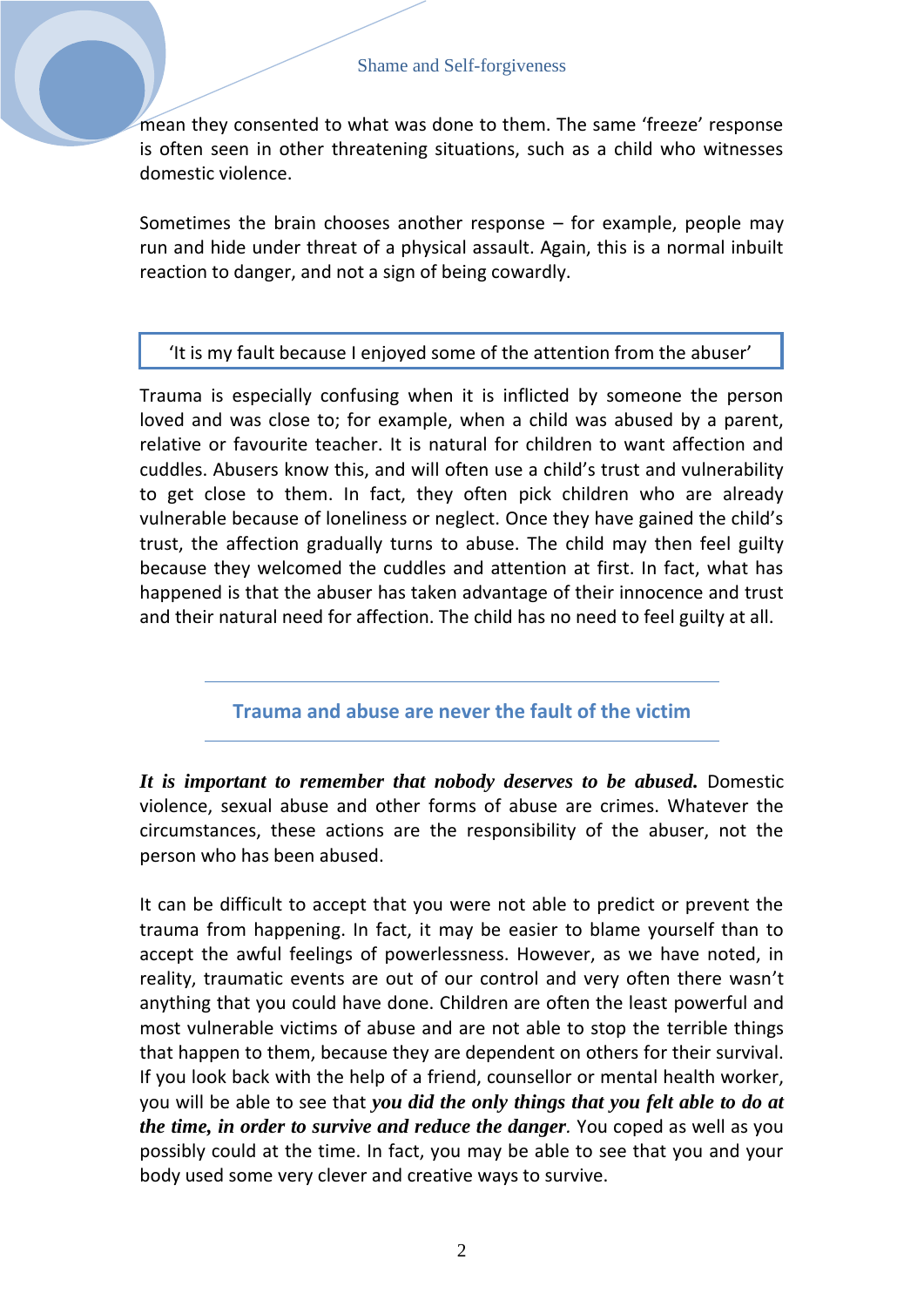mean they consented to what was done to them. The same 'freeze' response is often seen in other threatening situations, such as a child who witnesses domestic violence.

Sometimes the brain chooses another response – for example, people may run and hide under threat of a physical assault. Again, this is a normal inbuilt reaction to danger, and not a sign of being cowardly.

> 'It is my fault because I enjoyed some of the attention from the abuser'

Trauma is especially confusing when it is inflicted by someone the person loved and was close to; for example, when a child was abused by a parent, relative or favourite teacher. It is natural for children to want affection and cuddles. Abusers know this, and will often use a child's trust and vulnerability to get close to them. In fact, they often pick children who are already vulnerable because of loneliness or neglect. Once they have gained the child's trust, the affection gradually turns to abuse. The child may then feel guilty because they welcomed the cuddles and attention at first. In fact, what has happened is that the abuser has taken advantage of their innocence and trust and their natural need for affection. The child has no need to feel guilty at all.

## Trauma and abuse are never the fault of the victim

***It is important to remember that nobody deserves to be abused.*** Domestic violence, sexual abuse and other forms of abuse are crimes. Whatever the circumstances, these actions are the responsibility of the abuser, not the person who has been abused.

It can be difficult to accept that you were not able to predict or prevent the trauma from happening. In fact, it may be easier to blame yourself than to accept the awful feelings of powerlessness. However, as we have noted, in reality, traumatic events are out of our control and very often there wasn't anything that you could have done. Children are often the least powerful and most vulnerable victims of abuse and are not able to stop the terrible things that happen to them, because they are dependent on others for their survival. If you look back with the help of a friend, counsellor or mental health worker, you will be able to see that ***you did the only things that you felt able to do at the time, in order to survive and reduce the danger***. You coped as well as you possibly could at the time. In fact, you may be able to see that you and your body used some very clever and creative ways to survive.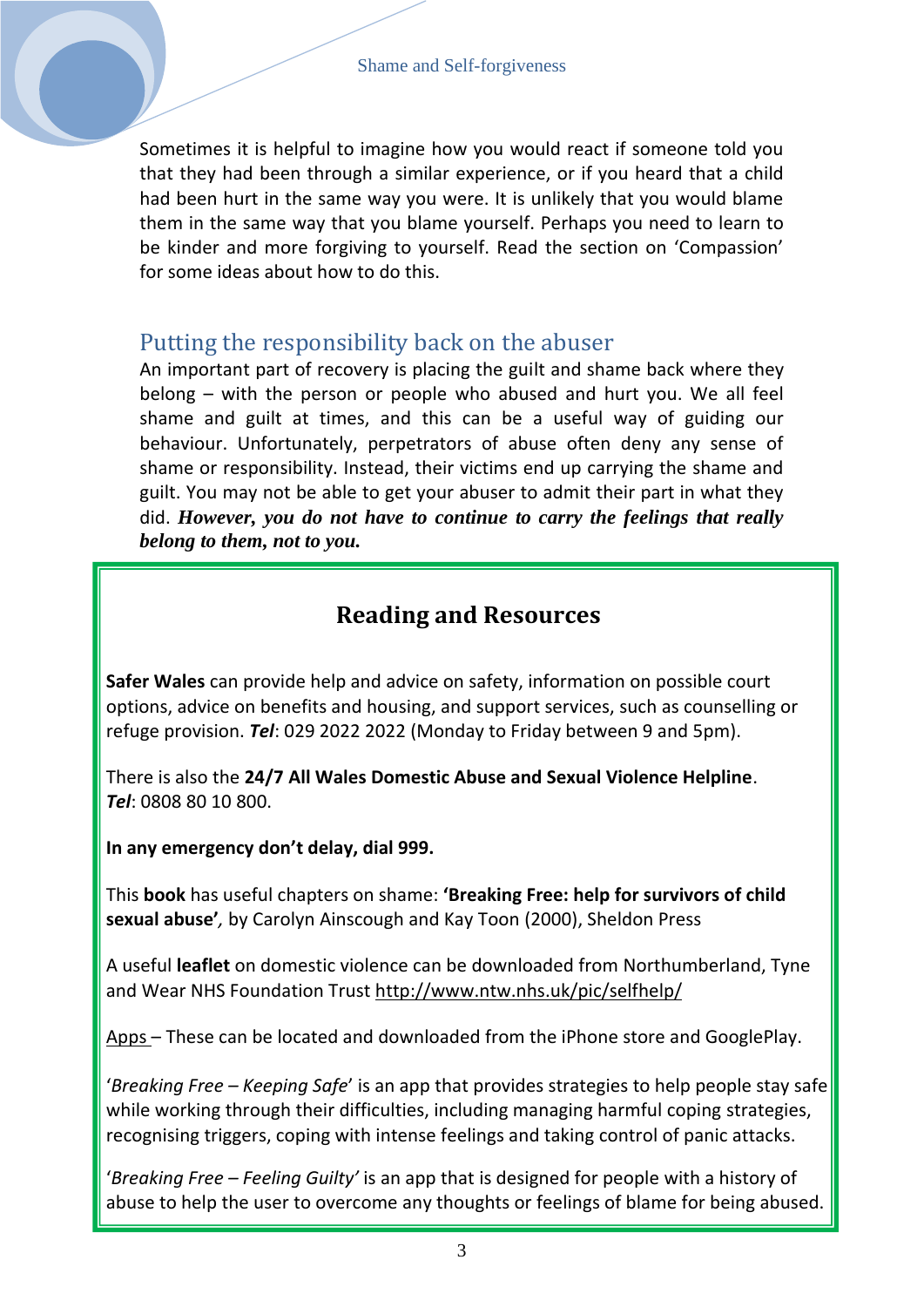Sometimes it is helpful to imagine how you would react if someone told you that they had been through a similar experience, or if you heard that a child had been hurt in the same way you were. It is unlikely that you would blame them in the same way that you blame yourself. Perhaps you need to learn to be kinder and more forgiving to yourself. Read the section on 'Compassion' for some ideas about how to do this.

## Putting the responsibility back on the abuser

An important part of recovery is placing the guilt and shame back where they belong – with the person or people who abused and hurt you. We all feel shame and guilt at times, and this can be a useful way of guiding our behaviour. Unfortunately, perpetrators of abuse often deny any sense of shame or responsibility. Instead, their victims end up carrying the shame and guilt. You may not be able to get your abuser to admit their part in what they did. ***However, you do not have to continue to carry the feelings that really belong to them, not to you.***

## Reading and Resources

**Safer Wales** can provide help and advice on safety, information on possible court options, advice on benefits and housing, and support services, such as counselling or refuge provision. ***Tel***: 029 2022 2022 (Monday to Friday between 9 and 5pm).

There is also the **24/7 All Wales Domestic Abuse and Sexual Violence Helpline**. ***Tel***: 0808 80 10 800.

**In any emergency don't delay, dial 999.**

This **book** has useful chapters on shame: **'Breaking Free: help for survivors of child sexual abuse'**, by Carolyn Ainscough and Kay Toon (2000), Sheldon Press

A useful **leaflet** on domestic violence can be downloaded from Northumberland, Tyne and Wear NHS Foundation Trust http://www.ntw.nhs.uk/pic/selfhelp/

Apps – These can be located and downloaded from the iPhone store and GooglePlay.

'*Breaking Free – Keeping Safe*' is an app that provides strategies to help people stay safe while working through their difficulties, including managing harmful coping strategies, recognising triggers, coping with intense feelings and taking control of panic attacks.

'*Breaking Free – Feeling Guilty'* is an app that is designed for people with a history of abuse to help the user to overcome any thoughts or feelings of blame for being abused.